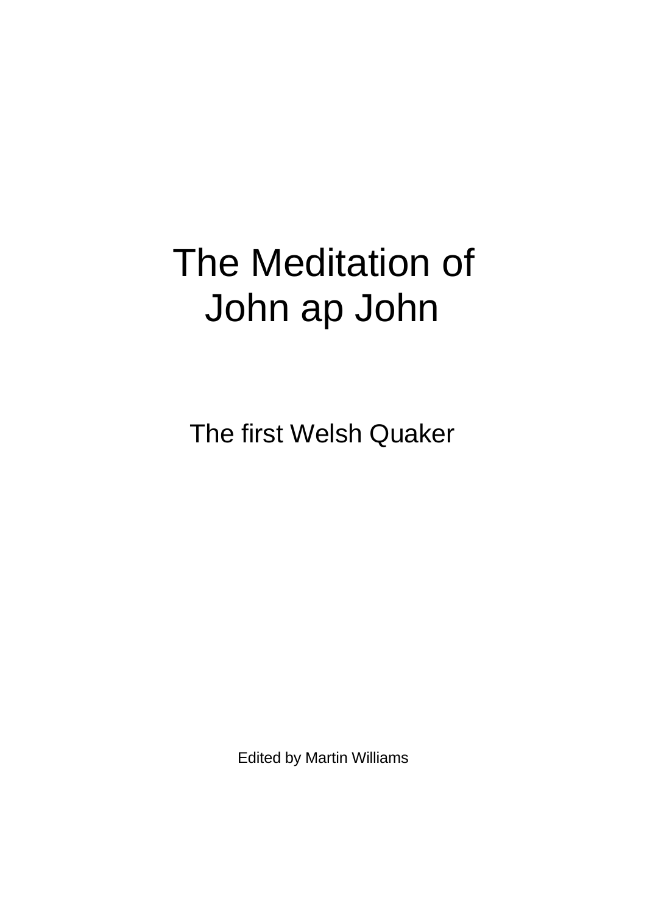# The Meditation of John ap John

## The first Welsh Quaker

Edited by Martin Williams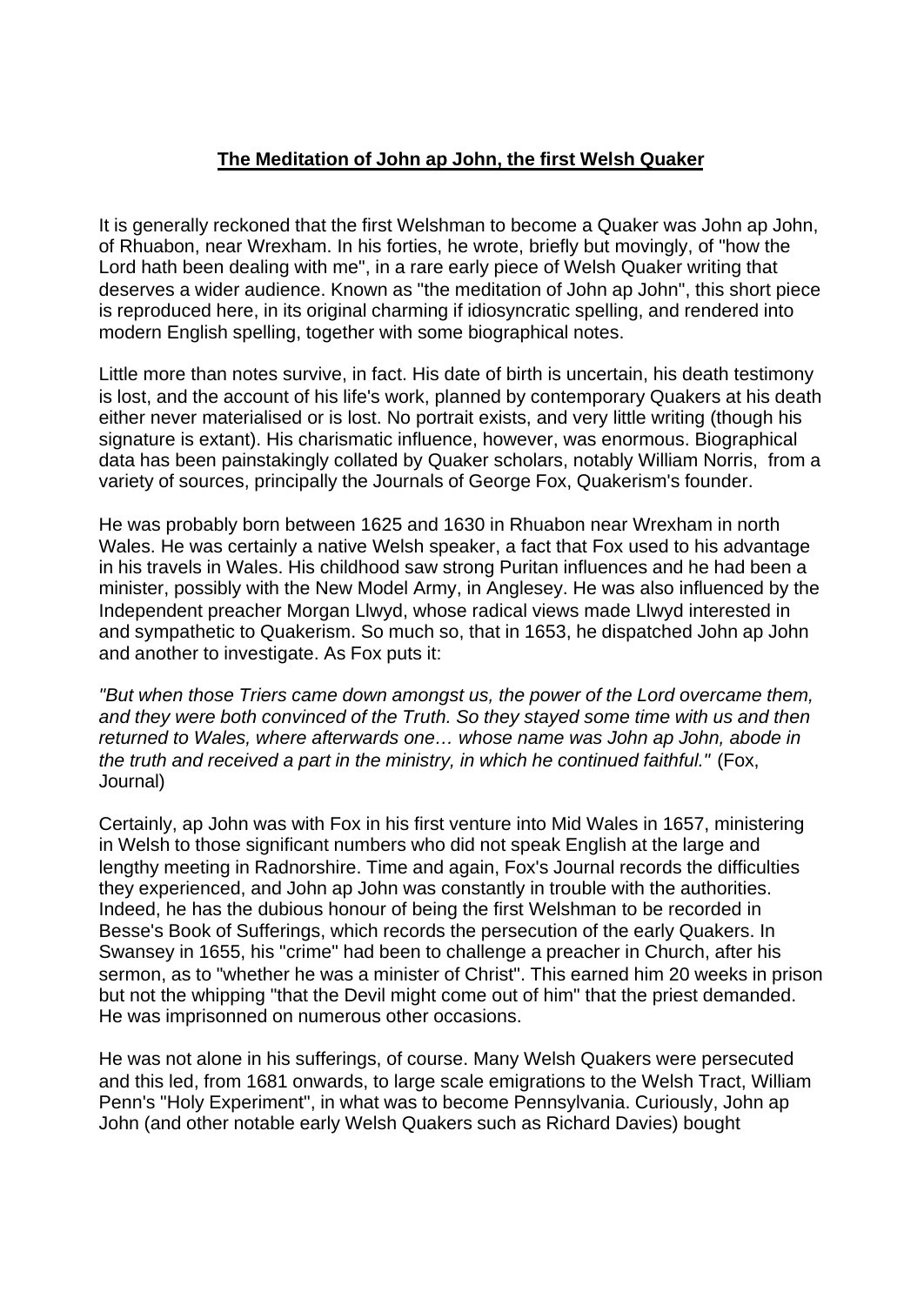## The Meditation of John ap John, the first Welsh Quaker

It is generally reckoned that the first Welshman to become a Quaker was John ap John, of Rhuabon, near Wrexham. In his forties, he wrote, briefly but movingly, of "how the Lord hath been dealing with me", in a rare early piece of Welsh Quaker writing that deserves a wider audience. Known as "the meditation of John ap John", this short piece is reproduced here, in its original charming if idiosyncratic spelling, and rendered into modern English spelling, together with some biographical notes.

Little more than notes survive, in fact. His date of birth is uncertain, his death testimony is lost, and the account of his life's work, planned by contemporary Quakers at his death either never materialised or is lost. No portrait exists, and very little writing (though his signature is extant). His charismatic influence, however, was enormous. Biographical data has been painstakingly collated by Quaker scholars, notably William Norris, from a variety of sources, principally the Journals of George Fox, Quakerism's founder.

He was probably born between 1625 and 1630 in Rhuabon near Wrexham in north Wales. He was certainly a native Welsh speaker, a fact that Fox used to his advantage in his travels in Wales. His childhood saw strong Puritan influences and he had been a minister, possibly with the New Model Army, in Anglesey. He was also influenced by the Independent preacher Morgan Llwyd, whose radical views made Llwyd interested in and sympathetic to Quakerism. So much so, that in 1653, he dispatched John ap John and another to investigate. As Fox puts it:

*"But when those Triers came down amongst us, the power of the Lord overcame them, and they were both convinced of the Truth. So they stayed some time with us and then returned to Wales, where afterwards one… whose name was John ap John, abode in the truth and received a part in the ministry, in which he continued faithful."* (Fox, Journal)

Certainly, ap John was with Fox in his first venture into Mid Wales in 1657, ministering in Welsh to those significant numbers who did not speak English at the large and lengthy meeting in Radnorshire. Time and again, Fox's Journal records the difficulties they experienced, and John ap John was constantly in trouble with the authorities. Indeed, he has the dubious honour of being the first Welshman to be recorded in Besse's Book of Sufferings, which records the persecution of the early Quakers. In Swansey in 1655, his "crime" had been to challenge a preacher in Church, after his sermon, as to "whether he was a minister of Christ". This earned him 20 weeks in prison but not the whipping "that the Devil might come out of him" that the priest demanded. He was imprisonned on numerous other occasions.

He was not alone in his sufferings, of course. Many Welsh Quakers were persecuted and this led, from 1681 onwards, to large scale emigrations to the Welsh Tract, William Penn's "Holy Experiment", in what was to become Pennsylvania. Curiously, John ap John (and other notable early Welsh Quakers such as Richard Davies) bought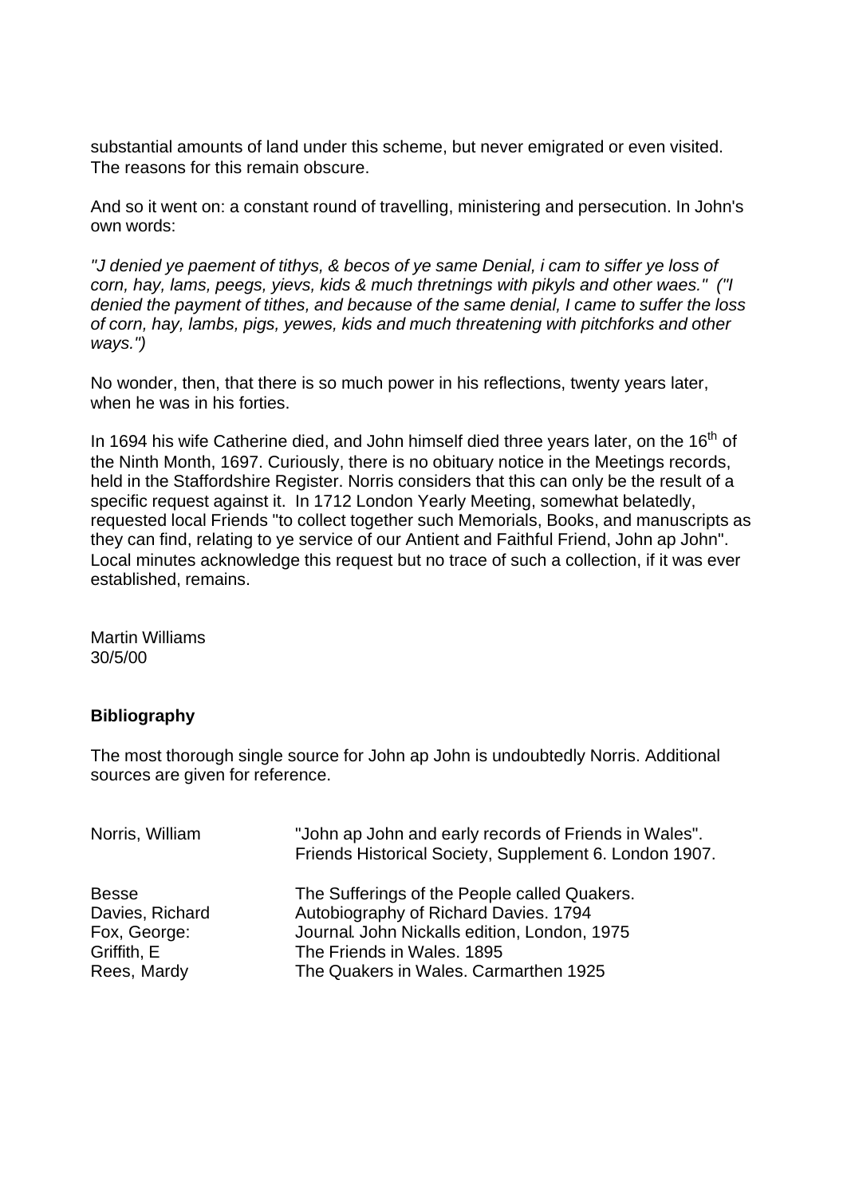substantial amounts of land under this scheme, but never emigrated or even visited. The reasons for this remain obscure.

And so it went on: a constant round of travelling, ministering and persecution. In John's own words:

*"J denied ye paement of tithys, & becos of ye same Denial, i cam to siffer ye loss of corn, hay, lams, peegs, yievs, kids & much thretnings with pikyls and other waes."  ("I denied the payment of tithes, and because of the same denial, I came to suffer the loss of corn, hay, lambs, pigs, yewes, kids and much threatening with pitchforks and other ways.")*

No wonder, then, that there is so much power in his reflections, twenty years later, when he was in his forties.

In 1694 his wife Catherine died, and John himself died three years later, on the 16th of the Ninth Month, 1697. Curiously, there is no obituary notice in the Meetings records, held in the Staffordshire Register. Norris considers that this can only be the result of a specific request against it. In 1712 London Yearly Meeting, somewhat belatedly, requested local Friends "to collect together such Memorials, Books, and manuscripts as they can find, relating to ye service of our Antient and Faithful Friend, John ap John". Local minutes acknowledge this request but no trace of such a collection, if it was ever established, remains.

Martin Williams
30/5/00

**Bibliography**

The most thorough single source for John ap John is undoubtedly Norris. Additional sources are given for reference.

| | |
|---|---|
| Norris, William | "John ap John and early records of Friends in Wales". Friends Historical Society, Supplement 6. London 1907. |
| Besse | The Sufferings of the People called Quakers. |
| Davies, Richard | Autobiography of Richard Davies. 1794 |
| Fox, George: | Journal. John Nickalls edition, London, 1975 |
| Griffith, E | The Friends in Wales. 1895 |
| Rees, Mardy | The Quakers in Wales. Carmarthen 1925 |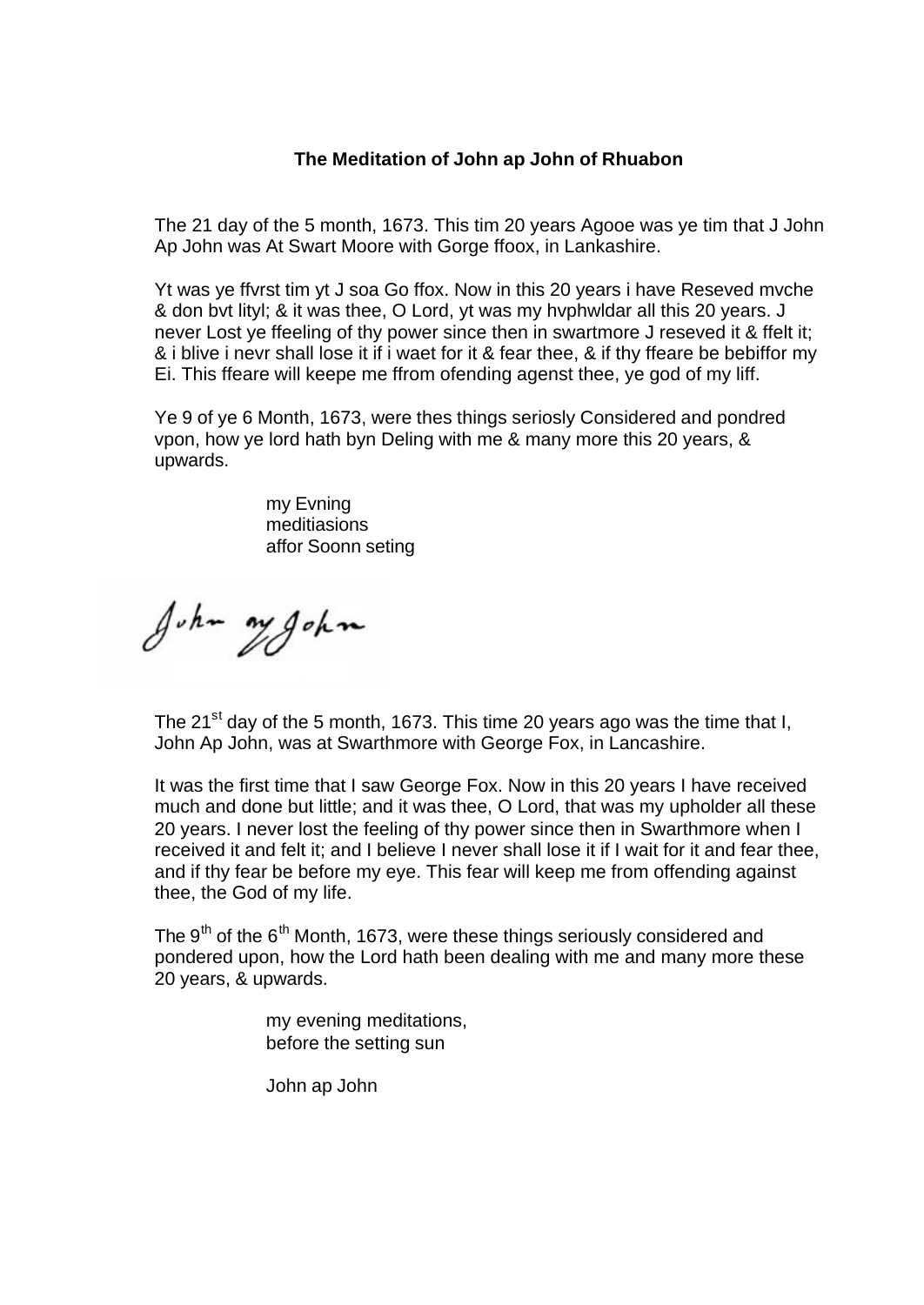**The Meditation of John ap John of Rhuabon**

The 21 day of the 5 month, 1673. This tim 20 years Agooe was ye tim that J John Ap John was At Swart Moore with Gorge ffoox, in Lankashire.

Yt was ye ffvrst tim yt J soa Go ffox. Now in this 20 years i have Reseved mvche & don bvt lityl; & it was thee, O Lord, yt was my hvphwldar all this 20 years. J never Lost ye ffeeling of thy power since then in swartmore J reseved it & ffelt it; & i blive i nevr shall lose it if i waet for it & fear thee, & if thy ffeare be bebiffor my Ei. This ffeare will keepe me ffrom ofending agenst thee, ye god of my liff.

Ye 9 of ye 6 Month, 1673, were thes things seriosly Considered and pondred vpon, how ye lord hath byn Deling with me & many more this 20 years, & upwards.

my Evning
meditiasions
affor Soonn seting

John ap John

The 21st day of the 5 month, 1673. This time 20 years ago was the time that I, John Ap John, was at Swarthmore with George Fox, in Lancashire.

It was the first time that I saw George Fox. Now in this 20 years I have received much and done but little; and it was thee, O Lord, that was my upholder all these 20 years. I never lost the feeling of thy power since then in Swarthmore when I received it and felt it; and I believe I never shall lose it if I wait for it and fear thee, and if thy fear be before my eye. This fear will keep me from offending against thee, the God of my life.

The 9th of the 6th Month, 1673, were these things seriously considered and pondered upon, how the Lord hath been dealing with me and many more these 20 years, & upwards.

my evening meditations,
before the setting sun

John ap John